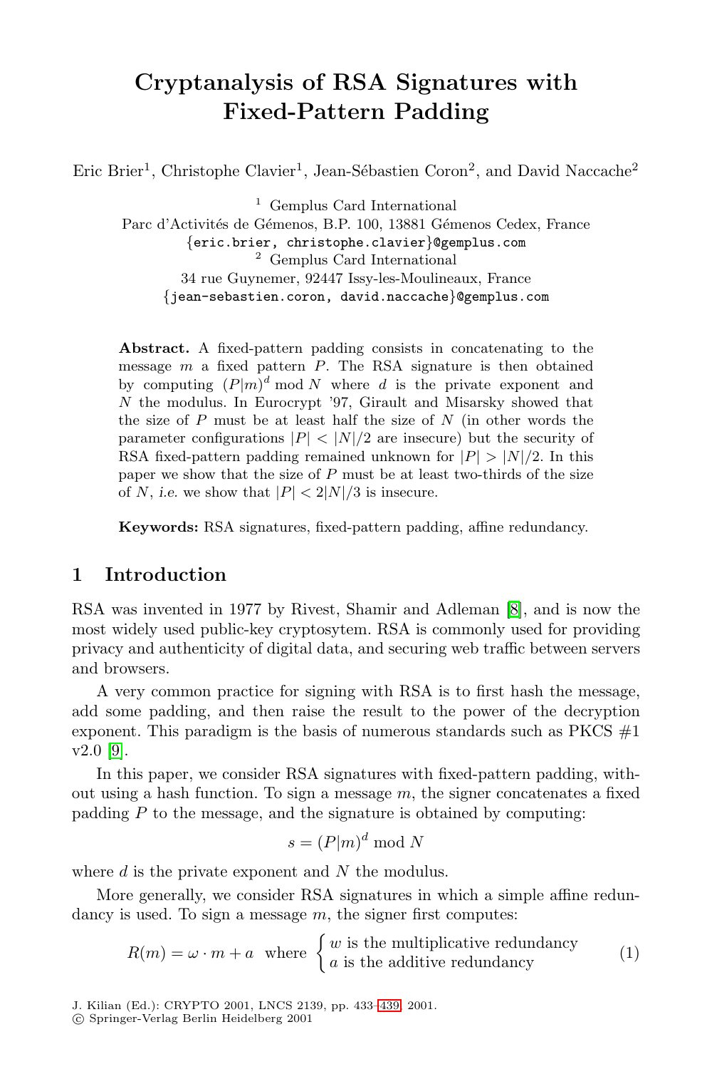# Cryptanalysis of RSA Signatures with Fixed-Pattern Padding

Eric Brier[1], Christophe Clavier[1], Jean-Sébastien Coron[2], and David Naccache[2]

[1] Gemplus Card International
Parc d'Activités de Gémenos, B.P. 100, 13881 Gémenos Cedex, France
{eric.brier, christophe.clavier}@gemplus.com

[2] Gemplus Card International
34 rue Guynemer, 92447 Issy-les-Moulineaux, France
{jean-sebastien.coron, david.naccache}@gemplus.com

**Abstract.** A fixed-pattern padding consists in concatenating to the message $m$ a fixed pattern $P$. The RSA signature is then obtained by computing $(P|m)^d \bmod N$ where $d$ is the private exponent and $N$ the modulus. In Eurocrypt '97, Girault and Misarsky showed that the size of $P$ must be at least half the size of $N$ (in other words the parameter configurations $|P| < |N|/2$ are insecure) but the security of RSA fixed-pattern padding remained unknown for $|P| > |N|/2$. In this paper we show that the size of $P$ must be at least two-thirds of the size of $N$, *i.e.* we show that $|P| < 2|N|/3$ is insecure.

**Keywords:** RSA signatures, fixed-pattern padding, affine redundancy.

## 1 Introduction

RSA was invented in 1977 by Rivest, Shamir and Adleman [8], and is now the most widely used public-key cryptosytem. RSA is commonly used for providing privacy and authenticity of digital data, and securing web traffic between servers and browsers.

A very common practice for signing with RSA is to first hash the message, add some padding, and then raise the result to the power of the decryption exponent. This paradigm is the basis of numerous standards such as PKCS #1 v2.0 [9].

In this paper, we consider RSA signatures with fixed-pattern padding, without using a hash function. To sign a message $m$, the signer concatenates a fixed padding $P$ to the message, and the signature is obtained by computing:

$$s = (P|m)^d \bmod N$$

where $d$ is the private exponent and $N$ the modulus.

More generally, we consider RSA signatures in which a simple affine redundancy is used. To sign a message $m$, the signer first computes:

$$R(m) = \omega \cdot m + a \quad \text{where} \quad \begin{cases} w \text{ is the multiplicative redundancy} \\ a \text{ is the additive redundancy} \end{cases} \tag{1}$$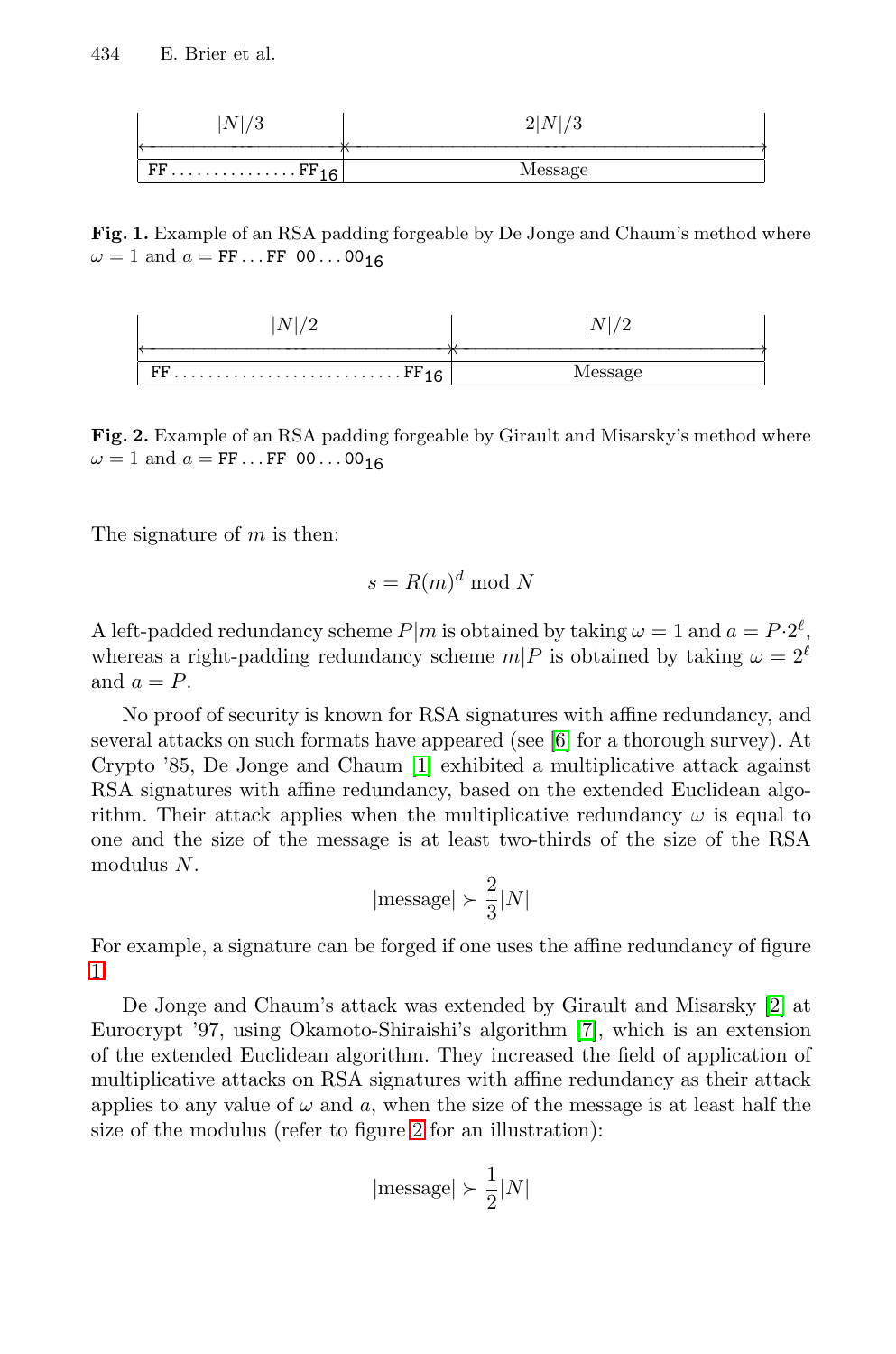| $\lvert N \rvert/3$ | $2\lvert N \rvert/3$ |
|---|---|
| FF...............FF$_{16}$ | Message |

**Fig. 1.** Example of an RSA padding forgeable by De Jonge and Chaum's method where $\omega = 1$ and $a = \texttt{FF}\ldots\texttt{FF}\ \texttt{00}\ldots\texttt{00}_{16}$

| $\lvert N \rvert/2$ | $\lvert N \rvert/2$ |
|---|---|
| FF...........................FF$_{16}$ | Message |

**Fig. 2.** Example of an RSA padding forgeable by Girault and Misarsky's method where $\omega = 1$ and $a = \texttt{FF}\ldots\texttt{FF}\ \texttt{00}\ldots\texttt{00}_{16}$

The signature of $m$ is then:

$$s = R(m)^d \bmod N$$

A left-padded redundancy scheme $P|m$ is obtained by taking $\omega = 1$ and $a = P{\cdot}2^\ell$, whereas a right-padding redundancy scheme $m|P$ is obtained by taking $\omega = 2^\ell$ and $a = P$.

No proof of security is known for RSA signatures with affine redundancy, and several attacks on such formats have appeared (see [6] for a thorough survey). At Crypto '85, De Jonge and Chaum [1] exhibited a multiplicative attack against RSA signatures with affine redundancy, based on the extended Euclidean algorithm. Their attack applies when the multiplicative redundancy $\omega$ is equal to one and the size of the message is at least two-thirds of the size of the RSA modulus $N$.

$$|\text{message}| \succ \frac{2}{3}|N|$$

For example, a signature can be forged if one uses the affine redundancy of figure 1.

De Jonge and Chaum's attack was extended by Girault and Misarsky [2] at Eurocrypt '97, using Okamoto-Shiraishi's algorithm [7], which is an extension of the extended Euclidean algorithm. They increased the field of application of multiplicative attacks on RSA signatures with affine redundancy as their attack applies to any value of $\omega$ and $a$, when the size of the message is at least half the size of the modulus (refer to figure 2 for an illustration):

$$|\text{message}| \succ \frac{1}{2}|N|$$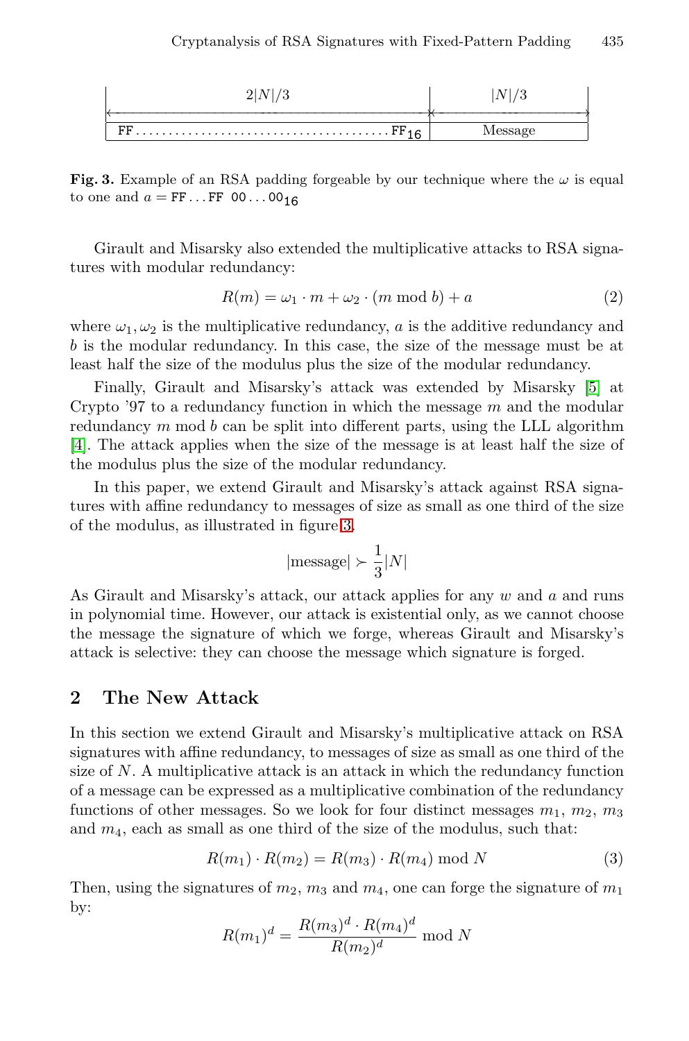| $2\|N\|/3$ | $\|N\|/3$ |
|---|---|
| FF......................................FF$_{16}$ | Message |

**Fig. 3.** Example of an RSA padding forgeable by our technique where the $\omega$ is equal to one and $a = \texttt{FF}\ldots\texttt{FF}\ \texttt{00}\ldots\texttt{00}_{16}$

Girault and Misarsky also extended the multiplicative attacks to RSA signatures with modular redundancy:

$$R(m) = \omega_1 \cdot m + \omega_2 \cdot (m \bmod b) + a \tag{2}$$

where $\omega_1, \omega_2$ is the multiplicative redundancy, $a$ is the additive redundancy and $b$ is the modular redundancy. In this case, the size of the message must be at least half the size of the modulus plus the size of the modular redundancy.

Finally, Girault and Misarsky's attack was extended by Misarsky [5] at Crypto '97 to a redundancy function in which the message $m$ and the modular redundancy $m \bmod b$ can be split into different parts, using the LLL algorithm [4]. The attack applies when the size of the message is at least half the size of the modulus plus the size of the modular redundancy.

In this paper, we extend Girault and Misarsky's attack against RSA signatures with affine redundancy to messages of size as small as one third of the size of the modulus, as illustrated in figure 3.

$$|\text{message}| \succ \frac{1}{3}|N|$$

As Girault and Misarsky's attack, our attack applies for any $w$ and $a$ and runs in polynomial time. However, our attack is existential only, as we cannot choose the message the signature of which we forge, whereas Girault and Misarsky's attack is selective: they can choose the message which signature is forged.

## 2 The New Attack

In this section we extend Girault and Misarsky's multiplicative attack on RSA signatures with affine redundancy, to messages of size as small as one third of the size of $N$. A multiplicative attack is an attack in which the redundancy function of a message can be expressed as a multiplicative combination of the redundancy functions of other messages. So we look for four distinct messages $m_1$, $m_2$, $m_3$ and $m_4$, each as small as one third of the size of the modulus, such that:

$$R(m_1) \cdot R(m_2) = R(m_3) \cdot R(m_4) \bmod N \tag{3}$$

Then, using the signatures of $m_2$, $m_3$ and $m_4$, one can forge the signature of $m_1$ by:

$$R(m_1)^d = \frac{R(m_3)^d \cdot R(m_4)^d}{R(m_2)^d} \bmod N$$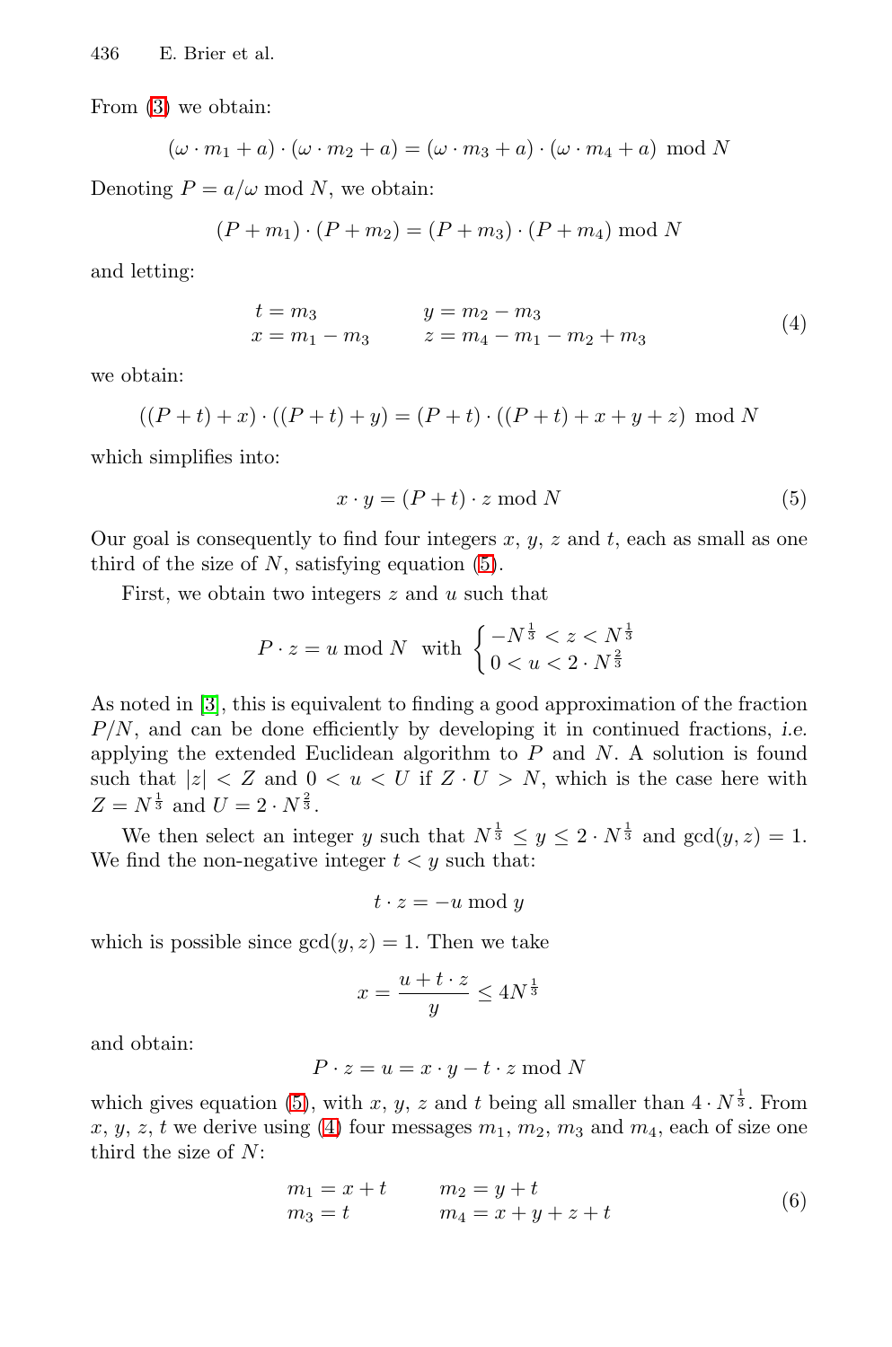From (3) we obtain:

$$(\omega \cdot m_1 + a) \cdot (\omega \cdot m_2 + a) = (\omega \cdot m_3 + a) \cdot (\omega \cdot m_4 + a) \bmod N$$

Denoting $P = a/\omega \bmod N$, we obtain:

$$(P + m_1) \cdot (P + m_2) = (P + m_3) \cdot (P + m_4) \bmod N$$

and letting:

$$\begin{array}{ll} t = m_3 & y = m_2 - m_3 \\ x = m_1 - m_3 & z = m_4 - m_1 - m_2 + m_3 \end{array} \tag{4}$$

we obtain:

$$((P + t) + x) \cdot ((P + t) + y) = (P + t) \cdot ((P + t) + x + y + z) \bmod N$$

which simplifies into:

$$x \cdot y = (P + t) \cdot z \bmod N \tag{5}$$

Our goal is consequently to find four integers $x$, $y$, $z$ and $t$, each as small as one third of the size of $N$, satisfying equation (5).

First, we obtain two integers $z$ and $u$ such that

$$P \cdot z = u \bmod N \ \text{ with } \begin{cases} -N^{\frac{1}{3}} < z < N^{\frac{1}{3}} \\ 0 < u < 2 \cdot N^{\frac{2}{3}} \end{cases}$$

As noted in [3], this is equivalent to finding a good approximation of the fraction $P/N$, and can be done efficiently by developing it in continued fractions, *i.e.* applying the extended Euclidean algorithm to $P$ and $N$. A solution is found such that $|z| < Z$ and $0 < u < U$ if $Z \cdot U > N$, which is the case here with $Z = N^{\frac{1}{3}}$ and $U = 2 \cdot N^{\frac{2}{3}}$.

We then select an integer $y$ such that $N^{\frac{1}{3}} \leq y \leq 2 \cdot N^{\frac{1}{3}}$ and $\gcd(y, z) = 1$. We find the non-negative integer $t < y$ such that:

$$t \cdot z = -u \bmod y$$

which is possible since $\gcd(y, z) = 1$. Then we take

$$x = \frac{u + t \cdot z}{y} \leq 4N^{\frac{1}{3}}$$

and obtain:

$$P \cdot z = u = x \cdot y - t \cdot z \bmod N$$

which gives equation (5), with $x$, $y$, $z$ and $t$ being all smaller than $4 \cdot N^{\frac{1}{3}}$. From $x$, $y$, $z$, $t$ we derive using (4) four messages $m_1$, $m_2$, $m_3$ and $m_4$, each of size one third the size of $N$:

$$\begin{array}{ll} m_1 = x + t & m_2 = y + t \\ m_3 = t & m_4 = x + y + z + t \end{array} \tag{6}$$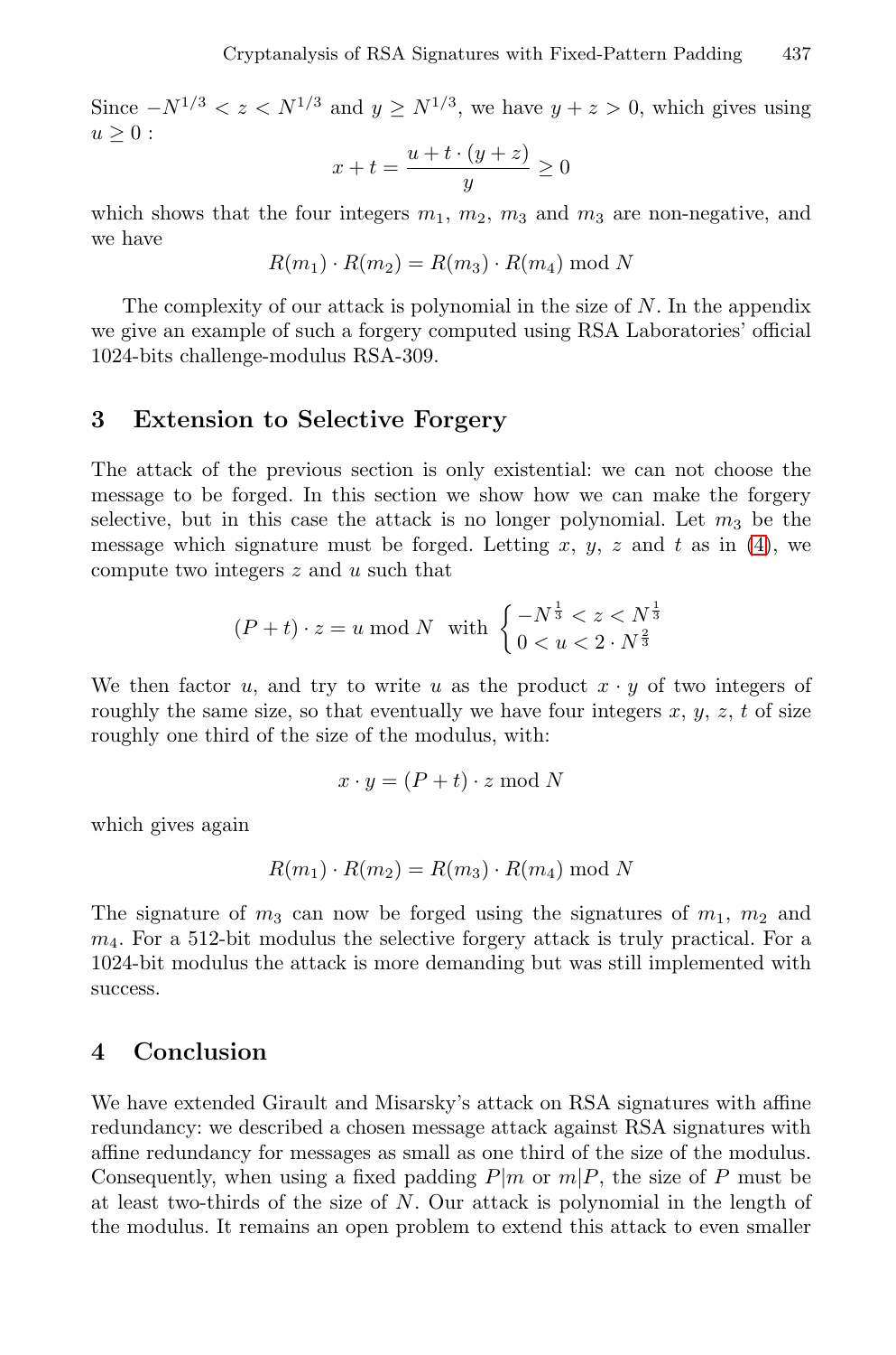Since $-N^{1/3} < z < N^{1/3}$ and $y \geq N^{1/3}$, we have $y + z > 0$, which gives using $u \geq 0$ :

$$x + t = \frac{u + t \cdot (y + z)}{y} \geq 0$$

which shows that the four integers $m_1$, $m_2$, $m_3$ and $m_3$ are non-negative, and we have

$$R(m_1) \cdot R(m_2) = R(m_3) \cdot R(m_4) \bmod N$$

The complexity of our attack is polynomial in the size of $N$. In the appendix we give an example of such a forgery computed using RSA Laboratories' official 1024-bits challenge-modulus RSA-309.

## 3 Extension to Selective Forgery

The attack of the previous section is only existential: we can not choose the message to be forged. In this section we show how we can make the forgery selective, but in this case the attack is no longer polynomial. Let $m_3$ be the message which signature must be forged. Letting $x$, $y$, $z$ and $t$ as in (4), we compute two integers $z$ and $u$ such that

$$(P + t) \cdot z = u \bmod N \quad \text{with} \begin{cases} -N^{\frac{1}{3}} < z < N^{\frac{1}{3}} \\ 0 < u < 2 \cdot N^{\frac{2}{3}} \end{cases}$$

We then factor $u$, and try to write $u$ as the product $x \cdot y$ of two integers of roughly the same size, so that eventually we have four integers $x$, $y$, $z$, $t$ of size roughly one third of the size of the modulus, with:

$$x \cdot y = (P + t) \cdot z \bmod N$$

which gives again

$$R(m_1) \cdot R(m_2) = R(m_3) \cdot R(m_4) \bmod N$$

The signature of $m_3$ can now be forged using the signatures of $m_1$, $m_2$ and $m_4$. For a 512-bit modulus the selective forgery attack is truly practical. For a 1024-bit modulus the attack is more demanding but was still implemented with success.

## 4 Conclusion

We have extended Girault and Misarsky's attack on RSA signatures with affine redundancy: we described a chosen message attack against RSA signatures with affine redundancy for messages as small as one third of the size of the modulus. Consequently, when using a fixed padding $P|m$ or $m|P$, the size of $P$ must be at least two-thirds of the size of $N$. Our attack is polynomial in the length of the modulus. It remains an open problem to extend this attack to even smaller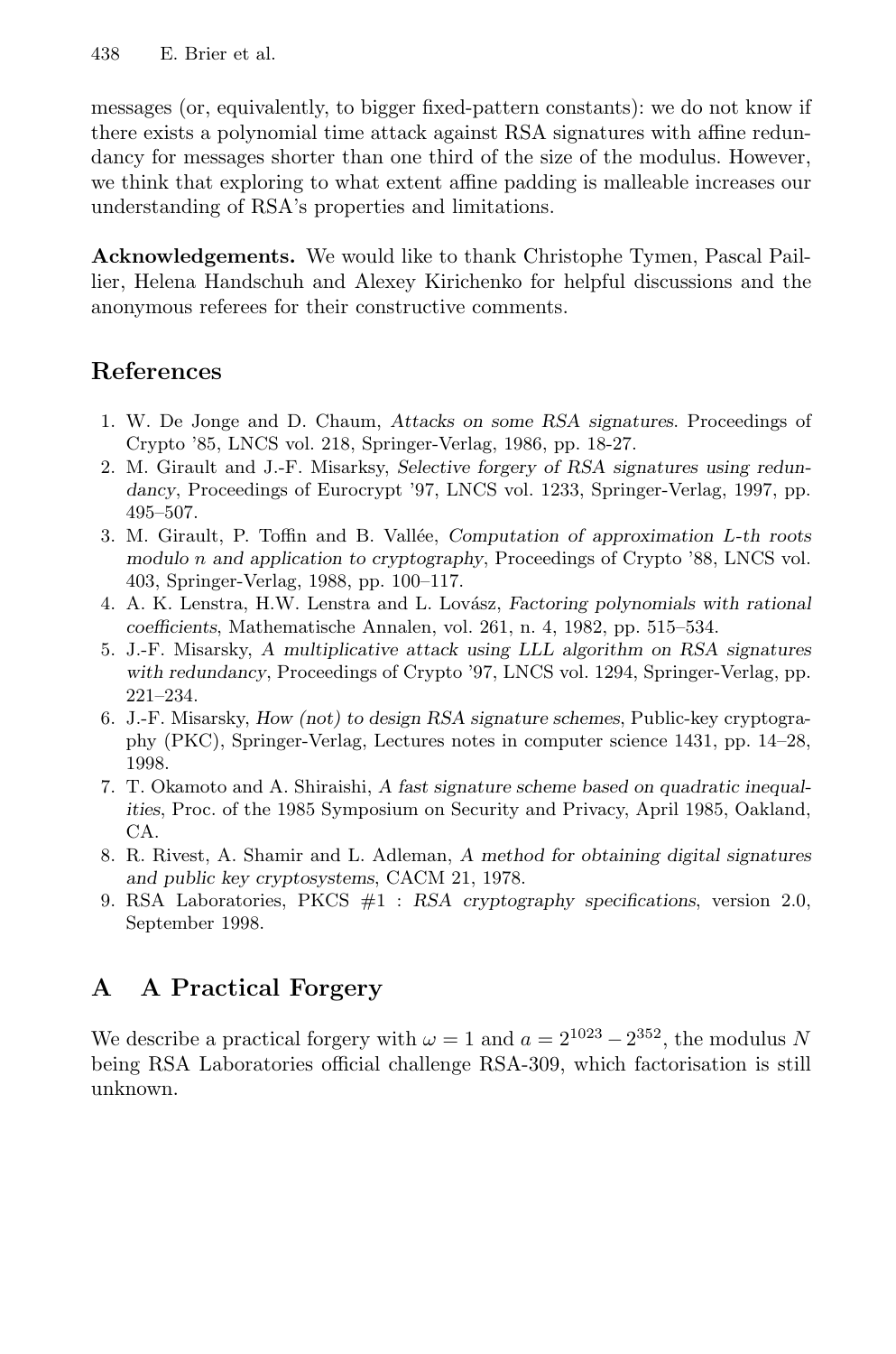messages (or, equivalently, to bigger fixed-pattern constants): we do not know if there exists a polynomial time attack against RSA signatures with affine redundancy for messages shorter than one third of the size of the modulus. However, we think that exploring to what extent affine padding is malleable increases our understanding of RSA's properties and limitations.

**Acknowledgements.** We would like to thank Christophe Tymen, Pascal Paillier, Helena Handschuh and Alexey Kirichenko for helpful discussions and the anonymous referees for their constructive comments.

## References

1. W. De Jonge and D. Chaum, *Attacks on some RSA signatures*. Proceedings of Crypto '85, LNCS vol. 218, Springer-Verlag, 1986, pp. 18-27.
2. M. Girault and J.-F. Misarksy, *Selective forgery of RSA signatures using redundancy*, Proceedings of Eurocrypt '97, LNCS vol. 1233, Springer-Verlag, 1997, pp. 495–507.
3. M. Girault, P. Toffin and B. Vallée, *Computation of approximation L-th roots modulo n and application to cryptography*, Proceedings of Crypto '88, LNCS vol. 403, Springer-Verlag, 1988, pp. 100–117.
4. A. K. Lenstra, H.W. Lenstra and L. Lovász, *Factoring polynomials with rational coefficients*, Mathematische Annalen, vol. 261, n. 4, 1982, pp. 515–534.
5. J.-F. Misarsky, *A multiplicative attack using LLL algorithm on RSA signatures with redundancy*, Proceedings of Crypto '97, LNCS vol. 1294, Springer-Verlag, pp. 221–234.
6. J.-F. Misarsky, *How (not) to design RSA signature schemes*, Public-key cryptography (PKC), Springer-Verlag, Lectures notes in computer science 1431, pp. 14–28, 1998.
7. T. Okamoto and A. Shiraishi, *A fast signature scheme based on quadratic inequalities*, Proc. of the 1985 Symposium on Security and Privacy, April 1985, Oakland, CA.
8. R. Rivest, A. Shamir and L. Adleman, *A method for obtaining digital signatures and public key cryptosystems*, CACM 21, 1978.
9. RSA Laboratories, PKCS #1 : *RSA cryptography specifications*, version 2.0, September 1998.

## A A Practical Forgery

We describe a practical forgery with $\omega = 1$ and $a = 2^{1023} - 2^{352}$, the modulus $N$ being RSA Laboratories official challenge RSA-309, which factorisation is still unknown.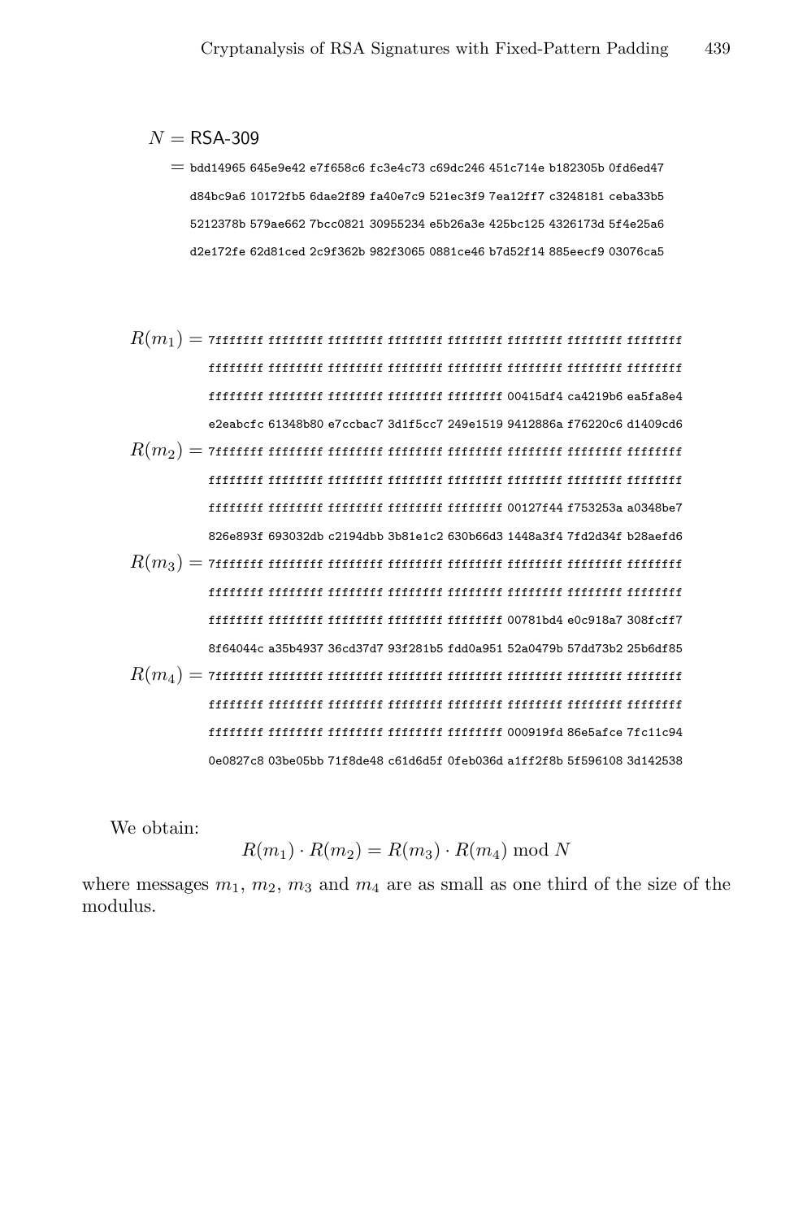$$N = \text{RSA-309}$$

```
= bdd14965 645e9e42 e7f658c6 fc3e4c73 c69dc246 451c714e b182305b 0fd6ed47
  d84bc9a6 10172fb5 6dae2f89 fa40e7c9 521ec3f9 7ea12ff7 c3248181 ceba33b5
  5212378b 579ae662 7bcc0821 30955234 e5b26a3e 425bc125 4326173d 5f4e25a6
  d2e172fe 62d81ced 2c9f362b 982f3065 0881ce46 b7d52f14 885eecf9 03076ca5
```

$R(m_1) =$

```
7fffffff ffffffff ffffffff ffffffff ffffffff ffffffff ffffffff ffffffff
ffffffff ffffffff ffffffff ffffffff ffffffff ffffffff ffffffff ffffffff
ffffffff ffffffff ffffffff ffffffff ffffffff 00415df4 ca4219b6 ea5fa8e4
e2eabcfc 61348b80 e7ccbac7 3d1f5cc7 249e1519 9412886a f76220c6 d1409cd6
```

$R(m_2) =$

```
7fffffff ffffffff ffffffff ffffffff ffffffff ffffffff ffffffff ffffffff
ffffffff ffffffff ffffffff ffffffff ffffffff ffffffff ffffffff ffffffff
ffffffff ffffffff ffffffff ffffffff ffffffff 00127f44 f753253a a0348be7
826e893f 693032db c2194dbb 3b81e1c2 630b66d3 1448a3f4 7fd2d34f b28aefd6
```

$R(m_3) =$

```
7fffffff ffffffff ffffffff ffffffff ffffffff ffffffff ffffffff ffffffff
ffffffff ffffffff ffffffff ffffffff ffffffff ffffffff ffffffff ffffffff
ffffffff ffffffff ffffffff ffffffff ffffffff 00781bd4 e0c918a7 308fcff7
8f64044c a35b4937 36cd37d7 93f281b5 fdd0a951 52a0479b 57dd73b2 25b6df85
```

$R(m_4) =$

```
7fffffff ffffffff ffffffff ffffffff ffffffff ffffffff ffffffff ffffffff
ffffffff ffffffff ffffffff ffffffff ffffffff ffffffff ffffffff ffffffff
ffffffff ffffffff ffffffff ffffffff ffffffff 000919fd 86e5afce 7fc11c94
0e0827c8 03be05bb 71f8de48 c61d6d5f 0feb036d a1ff2f8b 5f596108 3d142538
```

We obtain:

$$R(m_1) \cdot R(m_2) = R(m_3) \cdot R(m_4) \bmod N$$

where messages $m_1$, $m_2$, $m_3$ and $m_4$ are as small as one third of the size of the modulus.